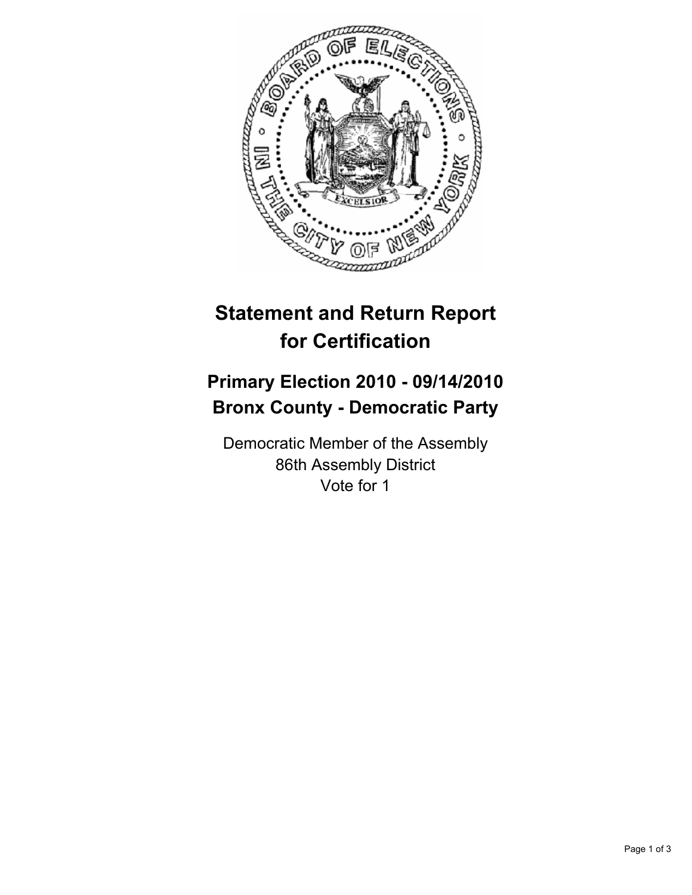# Statement and Return Report for Certification

## Primary Election 2010 - 09/14/2010
## Bronx County - Democratic Party

Democratic Member of the Assembly
86th Assembly District
Vote for 1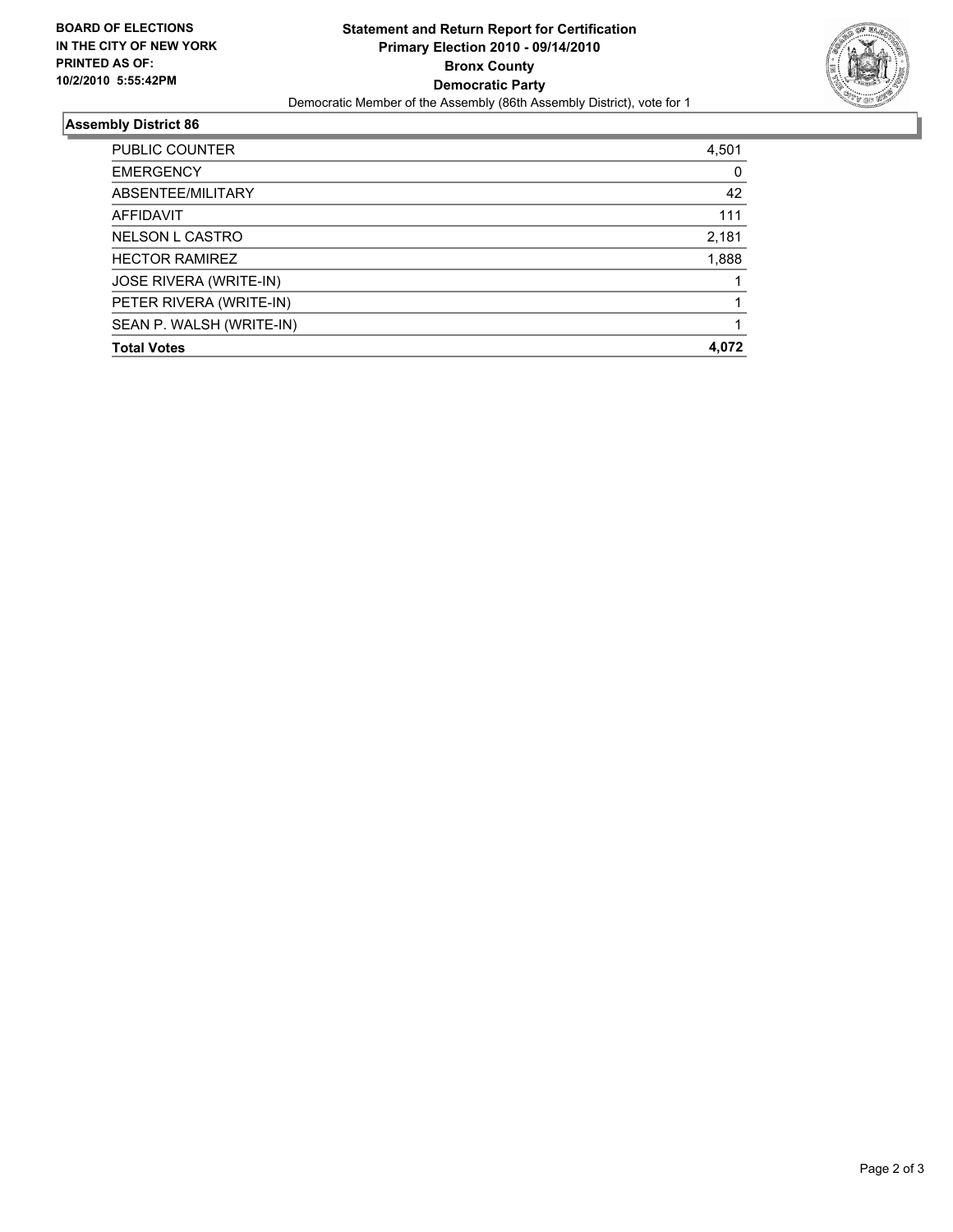**BOARD OF ELECTIONS IN THE CITY OF NEW YORK PRINTED AS OF: 10/2/2010 5:55:42PM**

# Statement and Return Report for Certification
## Primary Election 2010 - 09/14/2010
## Bronx County
## Democratic Party

Democratic Member of the Assembly (86th Assembly District), vote for 1

### Assembly District 86

| | |
|---|---|
| PUBLIC COUNTER | 4,501 |
| EMERGENCY | 0 |
| ABSENTEE/MILITARY | 42 |
| AFFIDAVIT | 111 |
| NELSON L CASTRO | 2,181 |
| HECTOR RAMIREZ | 1,888 |
| JOSE RIVERA (WRITE-IN) | 1 |
| PETER RIVERA (WRITE-IN) | 1 |
| SEAN P. WALSH (WRITE-IN) | 1 |
| **Total Votes** | **4,072** |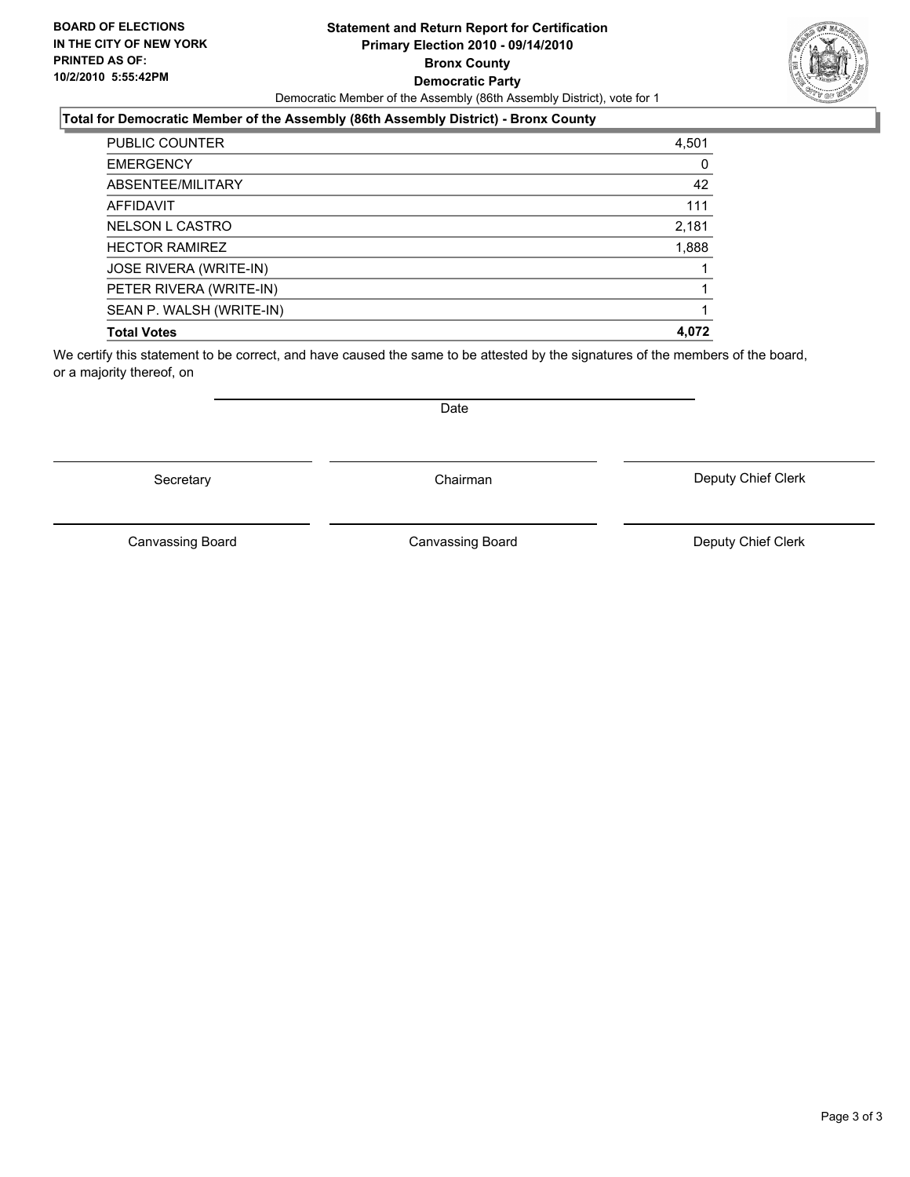**BOARD OF ELECTIONS IN THE CITY OF NEW YORK PRINTED AS OF: 10/2/2010 5:55:42PM**

**Statement and Return Report for Certification**
**Primary Election 2010 - 09/14/2010**
**Bronx County**
**Democratic Party**

Democratic Member of the Assembly (86th Assembly District), vote for 1

**Total for Democratic Member of the Assembly (86th Assembly District) - Bronx County**

| | |
|---|---|
| PUBLIC COUNTER | 4,501 |
| EMERGENCY | 0 |
| ABSENTEE/MILITARY | 42 |
| AFFIDAVIT | 111 |
| NELSON L CASTRO | 2,181 |
| HECTOR RAMIREZ | 1,888 |
| JOSE RIVERA (WRITE-IN) | 1 |
| PETER RIVERA (WRITE-IN) | 1 |
| SEAN P. WALSH (WRITE-IN) | 1 |
| **Total Votes** | **4,072** |

We certify this statement to be correct, and have caused the same to be attested by the signatures of the members of the board, or a majority thereof, on

Date

Secretary

Chairman

Deputy Chief Clerk

Canvassing Board

Canvassing Board

Deputy Chief Clerk